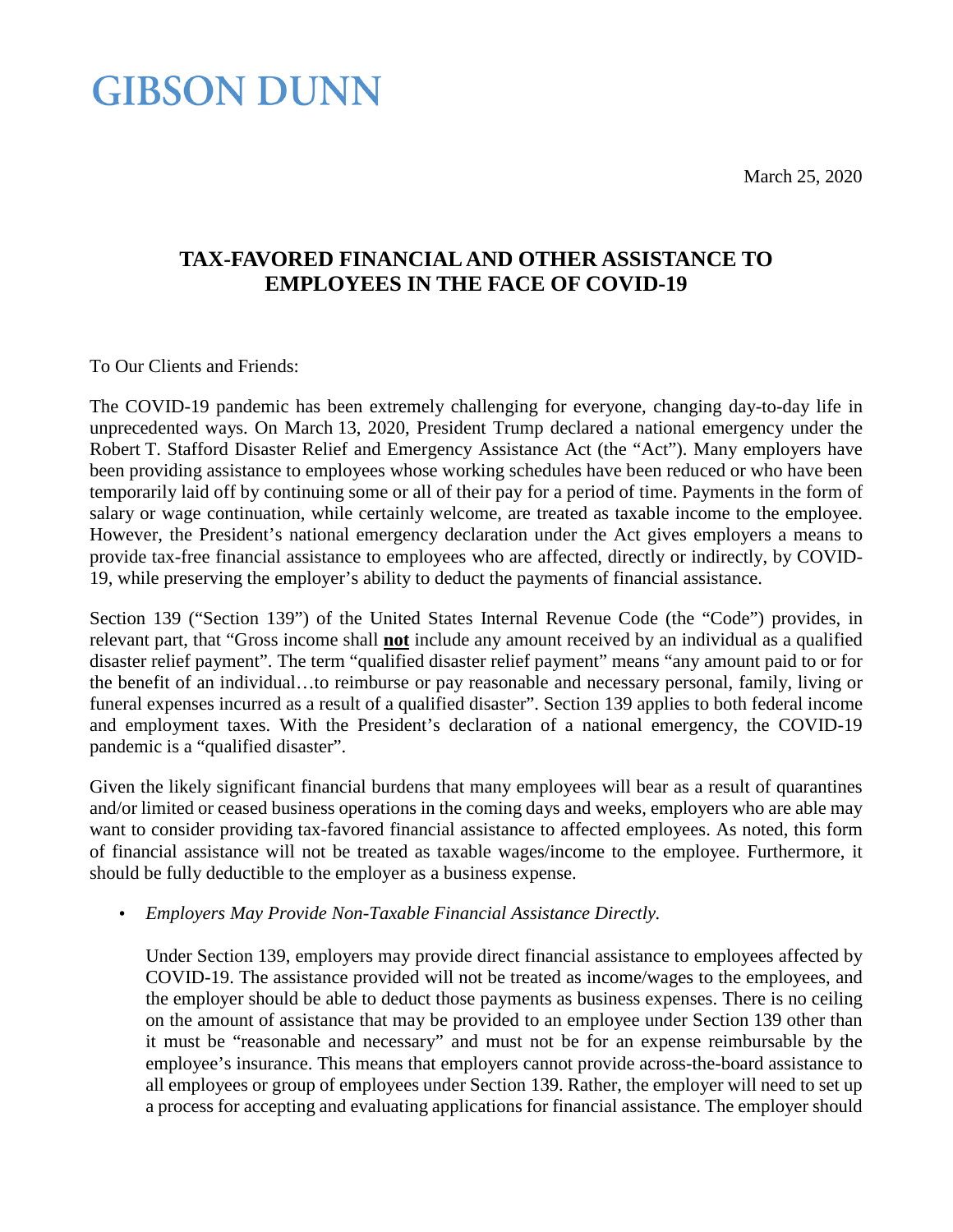# GIBSON DUNN

March 25, 2020

## TAX-FAVORED FINANCIAL AND OTHER ASSISTANCE TO EMPLOYEES IN THE FACE OF COVID-19

To Our Clients and Friends:

The COVID-19 pandemic has been extremely challenging for everyone, changing day-to-day life in unprecedented ways. On March 13, 2020, President Trump declared a national emergency under the Robert T. Stafford Disaster Relief and Emergency Assistance Act (the "Act"). Many employers have been providing assistance to employees whose working schedules have been reduced or who have been temporarily laid off by continuing some or all of their pay for a period of time. Payments in the form of salary or wage continuation, while certainly welcome, are treated as taxable income to the employee. However, the President's national emergency declaration under the Act gives employers a means to provide tax-free financial assistance to employees who are affected, directly or indirectly, by COVID-19, while preserving the employer's ability to deduct the payments of financial assistance.

Section 139 ("Section 139") of the United States Internal Revenue Code (the "Code") provides, in relevant part, that "Gross income shall **not** include any amount received by an individual as a qualified disaster relief payment". The term "qualified disaster relief payment" means "any amount paid to or for the benefit of an individual…to reimburse or pay reasonable and necessary personal, family, living or funeral expenses incurred as a result of a qualified disaster". Section 139 applies to both federal income and employment taxes. With the President's declaration of a national emergency, the COVID-19 pandemic is a "qualified disaster".

Given the likely significant financial burdens that many employees will bear as a result of quarantines and/or limited or ceased business operations in the coming days and weeks, employers who are able may want to consider providing tax-favored financial assistance to affected employees. As noted, this form of financial assistance will not be treated as taxable wages/income to the employee. Furthermore, it should be fully deductible to the employer as a business expense.

- *Employers May Provide Non-Taxable Financial Assistance Directly.*

  Under Section 139, employers may provide direct financial assistance to employees affected by COVID-19. The assistance provided will not be treated as income/wages to the employees, and the employer should be able to deduct those payments as business expenses. There is no ceiling on the amount of assistance that may be provided to an employee under Section 139 other than it must be "reasonable and necessary" and must not be for an expense reimbursable by the employee's insurance. This means that employers cannot provide across-the-board assistance to all employees or group of employees under Section 139. Rather, the employer will need to set up a process for accepting and evaluating applications for financial assistance. The employer should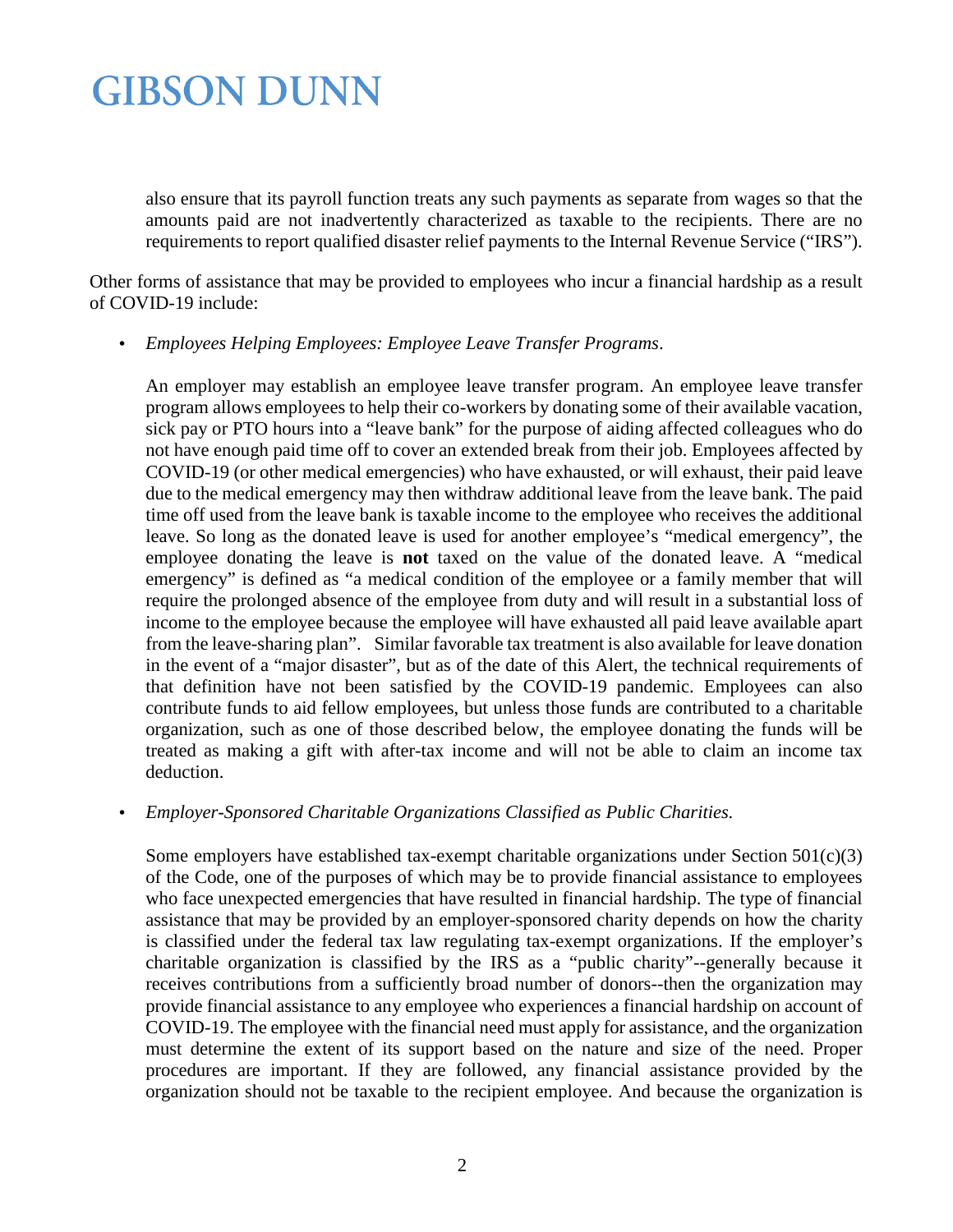also ensure that its payroll function treats any such payments as separate from wages so that the amounts paid are not inadvertently characterized as taxable to the recipients. There are no requirements to report qualified disaster relief payments to the Internal Revenue Service ("IRS").

Other forms of assistance that may be provided to employees who incur a financial hardship as a result of COVID-19 include:

- *Employees Helping Employees: Employee Leave Transfer Programs*.

  An employer may establish an employee leave transfer program. An employee leave transfer program allows employees to help their co-workers by donating some of their available vacation, sick pay or PTO hours into a "leave bank" for the purpose of aiding affected colleagues who do not have enough paid time off to cover an extended break from their job. Employees affected by COVID-19 (or other medical emergencies) who have exhausted, or will exhaust, their paid leave due to the medical emergency may then withdraw additional leave from the leave bank. The paid time off used from the leave bank is taxable income to the employee who receives the additional leave. So long as the donated leave is used for another employee's "medical emergency", the employee donating the leave is **not** taxed on the value of the donated leave. A "medical emergency" is defined as "a medical condition of the employee or a family member that will require the prolonged absence of the employee from duty and will result in a substantial loss of income to the employee because the employee will have exhausted all paid leave available apart from the leave-sharing plan". Similar favorable tax treatment is also available for leave donation in the event of a "major disaster", but as of the date of this Alert, the technical requirements of that definition have not been satisfied by the COVID-19 pandemic. Employees can also contribute funds to aid fellow employees, but unless those funds are contributed to a charitable organization, such as one of those described below, the employee donating the funds will be treated as making a gift with after-tax income and will not be able to claim an income tax deduction.

- *Employer-Sponsored Charitable Organizations Classified as Public Charities.*

  Some employers have established tax-exempt charitable organizations under Section 501(c)(3) of the Code, one of the purposes of which may be to provide financial assistance to employees who face unexpected emergencies that have resulted in financial hardship. The type of financial assistance that may be provided by an employer-sponsored charity depends on how the charity is classified under the federal tax law regulating tax-exempt organizations. If the employer's charitable organization is classified by the IRS as a "public charity"--generally because it receives contributions from a sufficiently broad number of donors--then the organization may provide financial assistance to any employee who experiences a financial hardship on account of COVID-19. The employee with the financial need must apply for assistance, and the organization must determine the extent of its support based on the nature and size of the need. Proper procedures are important. If they are followed, any financial assistance provided by the organization should not be taxable to the recipient employee. And because the organization is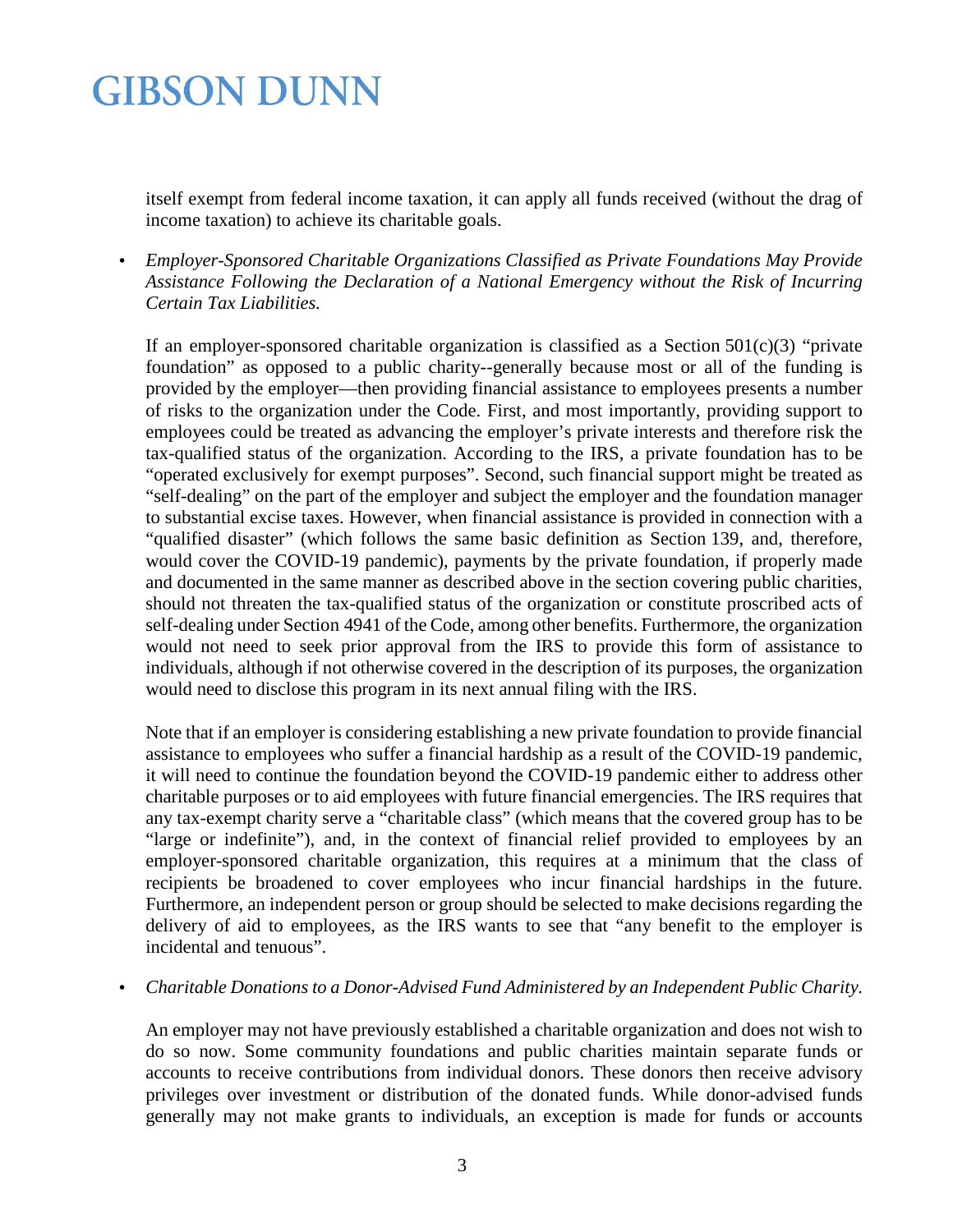itself exempt from federal income taxation, it can apply all funds received (without the drag of income taxation) to achieve its charitable goals.

- *Employer-Sponsored Charitable Organizations Classified as Private Foundations May Provide Assistance Following the Declaration of a National Emergency without the Risk of Incurring Certain Tax Liabilities.*

  If an employer-sponsored charitable organization is classified as a Section 501(c)(3) "private foundation" as opposed to a public charity--generally because most or all of the funding is provided by the employer—then providing financial assistance to employees presents a number of risks to the organization under the Code. First, and most importantly, providing support to employees could be treated as advancing the employer's private interests and therefore risk the tax-qualified status of the organization. According to the IRS, a private foundation has to be "operated exclusively for exempt purposes". Second, such financial support might be treated as "self-dealing" on the part of the employer and subject the employer and the foundation manager to substantial excise taxes. However, when financial assistance is provided in connection with a "qualified disaster" (which follows the same basic definition as Section 139, and, therefore, would cover the COVID-19 pandemic), payments by the private foundation, if properly made and documented in the same manner as described above in the section covering public charities, should not threaten the tax-qualified status of the organization or constitute proscribed acts of self-dealing under Section 4941 of the Code, among other benefits. Furthermore, the organization would not need to seek prior approval from the IRS to provide this form of assistance to individuals, although if not otherwise covered in the description of its purposes, the organization would need to disclose this program in its next annual filing with the IRS.

  Note that if an employer is considering establishing a new private foundation to provide financial assistance to employees who suffer a financial hardship as a result of the COVID-19 pandemic, it will need to continue the foundation beyond the COVID-19 pandemic either to address other charitable purposes or to aid employees with future financial emergencies. The IRS requires that any tax-exempt charity serve a "charitable class" (which means that the covered group has to be "large or indefinite"), and, in the context of financial relief provided to employees by an employer-sponsored charitable organization, this requires at a minimum that the class of recipients be broadened to cover employees who incur financial hardships in the future. Furthermore, an independent person or group should be selected to make decisions regarding the delivery of aid to employees, as the IRS wants to see that "any benefit to the employer is incidental and tenuous".

- *Charitable Donations to a Donor-Advised Fund Administered by an Independent Public Charity.*

  An employer may not have previously established a charitable organization and does not wish to do so now. Some community foundations and public charities maintain separate funds or accounts to receive contributions from individual donors. These donors then receive advisory privileges over investment or distribution of the donated funds. While donor-advised funds generally may not make grants to individuals, an exception is made for funds or accounts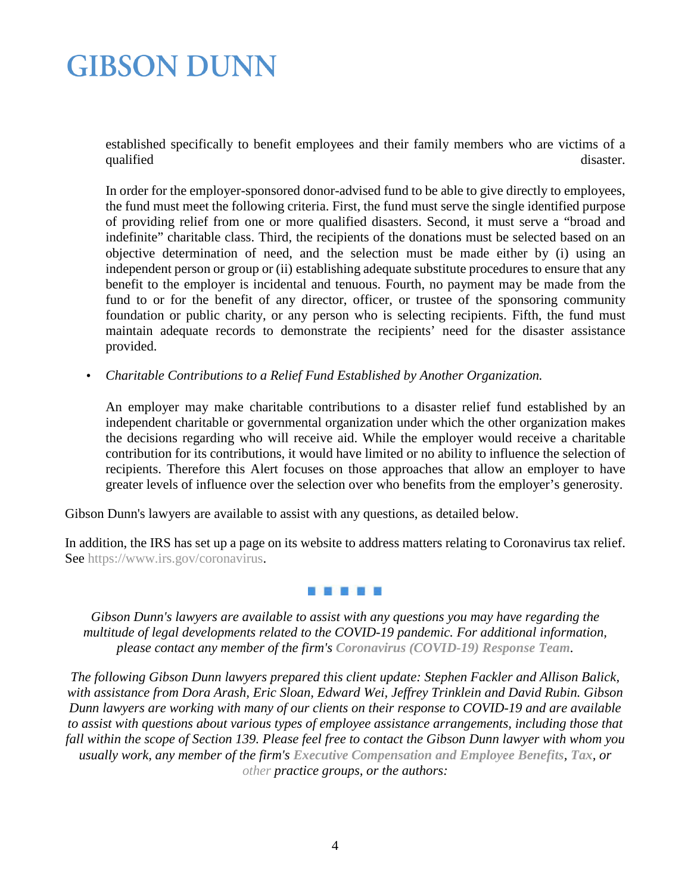established specifically to benefit employees and their family members who are victims of a qualified disaster.

In order for the employer-sponsored donor-advised fund to be able to give directly to employees, the fund must meet the following criteria. First, the fund must serve the single identified purpose of providing relief from one or more qualified disasters. Second, it must serve a "broad and indefinite" charitable class. Third, the recipients of the donations must be selected based on an objective determination of need, and the selection must be made either by (i) using an independent person or group or (ii) establishing adequate substitute procedures to ensure that any benefit to the employer is incidental and tenuous. Fourth, no payment may be made from the fund to or for the benefit of any director, officer, or trustee of the sponsoring community foundation or public charity, or any person who is selecting recipients. Fifth, the fund must maintain adequate records to demonstrate the recipients' need for the disaster assistance provided.

- *Charitable Contributions to a Relief Fund Established by Another Organization.*

  An employer may make charitable contributions to a disaster relief fund established by an independent charitable or governmental organization under which the other organization makes the decisions regarding who will receive aid. While the employer would receive a charitable contribution for its contributions, it would have limited or no ability to influence the selection of recipients. Therefore this Alert focuses on those approaches that allow an employer to have greater levels of influence over the selection over who benefits from the employer's generosity.

Gibson Dunn's lawyers are available to assist with any questions, as detailed below.

In addition, the IRS has set up a page on its website to address matters relating to Coronavirus tax relief. See https://www.irs.gov/coronavirus.

*Gibson Dunn's lawyers are available to assist with any questions you may have regarding the multitude of legal developments related to the COVID-19 pandemic. For additional information, please contact any member of the firm's* ***Coronavirus (COVID-19) Response Team****.*

*The following Gibson Dunn lawyers prepared this client update: Stephen Fackler and Allison Balick, with assistance from Dora Arash, Eric Sloan, Edward Wei, Jeffrey Trinklein and David Rubin. Gibson Dunn lawyers are working with many of our clients on their response to COVID-19 and are available to assist with questions about various types of employee assistance arrangements, including those that fall within the scope of Section 139. Please feel free to contact the Gibson Dunn lawyer with whom you usually work, any member of the firm's* ***Executive Compensation and Employee Benefits****,* ***Tax****, or other practice groups, or the authors:*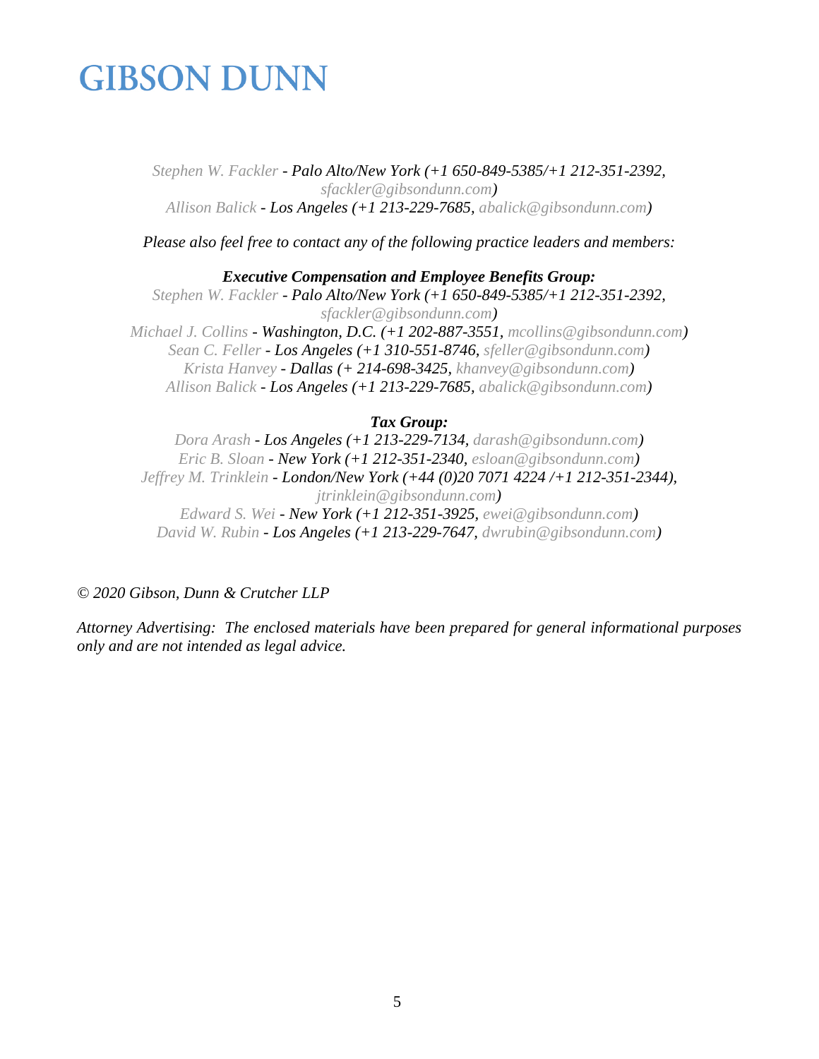*Stephen W. Fackler - Palo Alto/New York (+1 650-849-5385/+1 212-351-2392, sfackler@gibsondunn.com)*
*Allison Balick - Los Angeles (+1 213-229-7685, abalick@gibsondunn.com)*

*Please also feel free to contact any of the following practice leaders and members:*

***Executive Compensation and Employee Benefits Group:***
*Stephen W. Fackler - Palo Alto/New York (+1 650-849-5385/+1 212-351-2392, sfackler@gibsondunn.com)*
*Michael J. Collins - Washington, D.C. (+1 202-887-3551, mcollins@gibsondunn.com)*
*Sean C. Feller - Los Angeles (+1 310-551-8746, sfeller@gibsondunn.com)*
*Krista Hanvey - Dallas (+ 214-698-3425, khanvey@gibsondunn.com)*
*Allison Balick - Los Angeles (+1 213-229-7685, abalick@gibsondunn.com)*

***Tax Group:***
*Dora Arash - Los Angeles (+1 213-229-7134, darash@gibsondunn.com)*
*Eric B. Sloan - New York (+1 212-351-2340, esloan@gibsondunn.com)*
*Jeffrey M. Trinklein - London/New York (+44 (0)20 7071 4224 /+1 212-351-2344), jtrinklein@gibsondunn.com)*
*Edward S. Wei - New York (+1 212-351-3925, ewei@gibsondunn.com)*
*David W. Rubin - Los Angeles (+1 213-229-7647, dwrubin@gibsondunn.com)*

*© 2020 Gibson, Dunn & Crutcher LLP*

*Attorney Advertising: The enclosed materials have been prepared for general informational purposes only and are not intended as legal advice.*